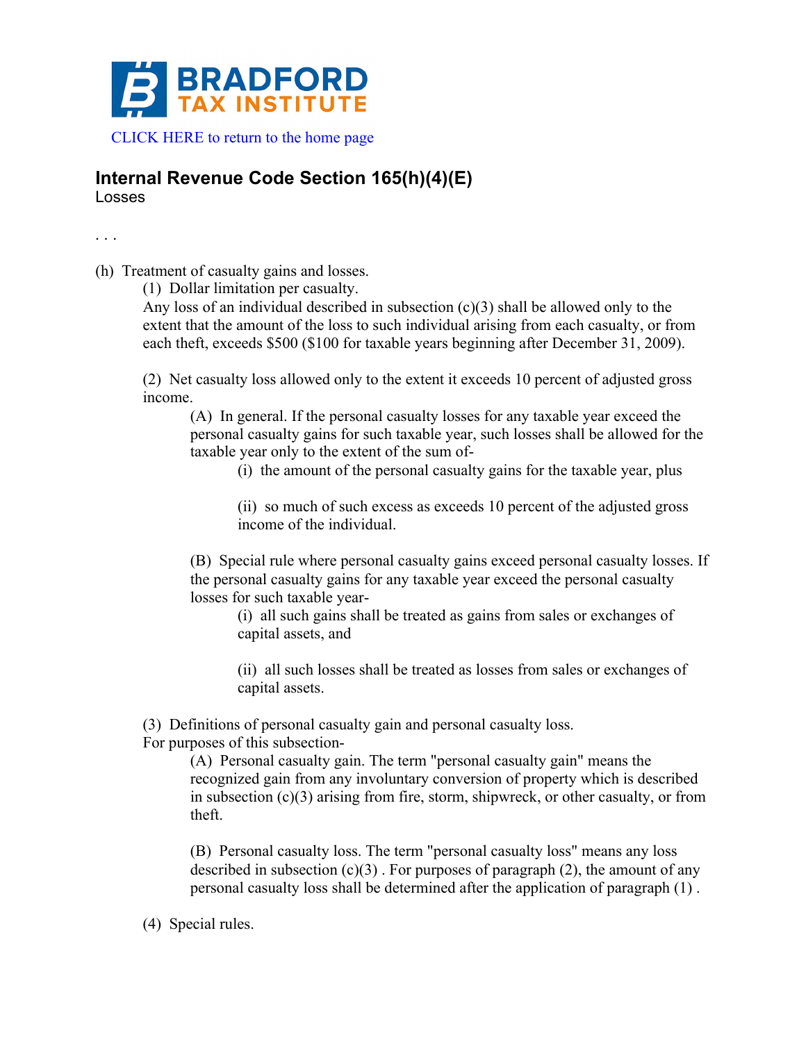BRADFORD TAX INSTITUTE

CLICK HERE to return to the home page

# Internal Revenue Code Section 165(h)(4)(E)

Losses

. . .

(h) Treatment of casualty gains and losses.

(1) Dollar limitation per casualty.

Any loss of an individual described in subsection (c)(3) shall be allowed only to the extent that the amount of the loss to such individual arising from each casualty, or from each theft, exceeds $500 ($100 for taxable years beginning after December 31, 2009).

(2) Net casualty loss allowed only to the extent it exceeds 10 percent of adjusted gross income.

(A) In general. If the personal casualty losses for any taxable year exceed the personal casualty gains for such taxable year, such losses shall be allowed for the taxable year only to the extent of the sum of-

(i) the amount of the personal casualty gains for the taxable year, plus

(ii) so much of such excess as exceeds 10 percent of the adjusted gross income of the individual.

(B) Special rule where personal casualty gains exceed personal casualty losses. If the personal casualty gains for any taxable year exceed the personal casualty losses for such taxable year-

(i) all such gains shall be treated as gains from sales or exchanges of capital assets, and

(ii) all such losses shall be treated as losses from sales or exchanges of capital assets.

(3) Definitions of personal casualty gain and personal casualty loss.

For purposes of this subsection-

(A) Personal casualty gain. The term "personal casualty gain" means the recognized gain from any involuntary conversion of property which is described in subsection (c)(3) arising from fire, storm, shipwreck, or other casualty, or from theft.

(B) Personal casualty loss. The term "personal casualty loss" means any loss described in subsection (c)(3) . For purposes of paragraph (2), the amount of any personal casualty loss shall be determined after the application of paragraph (1) .

(4) Special rules.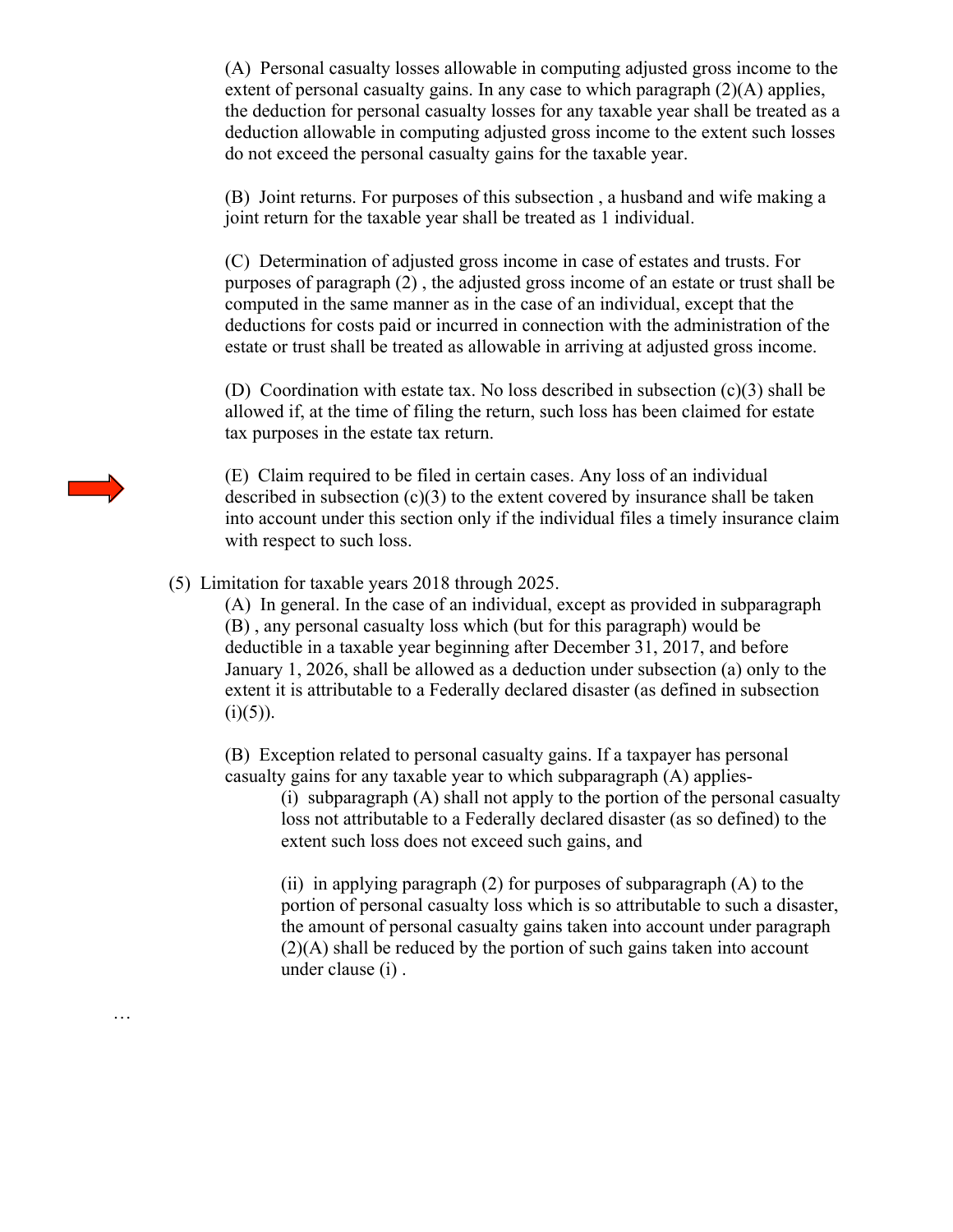(A) Personal casualty losses allowable in computing adjusted gross income to the extent of personal casualty gains. In any case to which paragraph (2)(A) applies, the deduction for personal casualty losses for any taxable year shall be treated as a deduction allowable in computing adjusted gross income to the extent such losses do not exceed the personal casualty gains for the taxable year.

(B) Joint returns. For purposes of this subsection , a husband and wife making a joint return for the taxable year shall be treated as 1 individual.

(C) Determination of adjusted gross income in case of estates and trusts. For purposes of paragraph (2) , the adjusted gross income of an estate or trust shall be computed in the same manner as in the case of an individual, except that the deductions for costs paid or incurred in connection with the administration of the estate or trust shall be treated as allowable in arriving at adjusted gross income.

(D) Coordination with estate tax. No loss described in subsection (c)(3) shall be allowed if, at the time of filing the return, such loss has been claimed for estate tax purposes in the estate tax return.

(E) Claim required to be filed in certain cases. Any loss of an individual described in subsection (c)(3) to the extent covered by insurance shall be taken into account under this section only if the individual files a timely insurance claim with respect to such loss.

(5) Limitation for taxable years 2018 through 2025.

(A) In general. In the case of an individual, except as provided in subparagraph (B) , any personal casualty loss which (but for this paragraph) would be deductible in a taxable year beginning after December 31, 2017, and before January 1, 2026, shall be allowed as a deduction under subsection (a) only to the extent it is attributable to a Federally declared disaster (as defined in subsection (i)(5)).

(B) Exception related to personal casualty gains. If a taxpayer has personal casualty gains for any taxable year to which subparagraph (A) applies-

(i) subparagraph (A) shall not apply to the portion of the personal casualty loss not attributable to a Federally declared disaster (as so defined) to the extent such loss does not exceed such gains, and

(ii) in applying paragraph (2) for purposes of subparagraph (A) to the portion of personal casualty loss which is so attributable to such a disaster, the amount of personal casualty gains taken into account under paragraph (2)(A) shall be reduced by the portion of such gains taken into account under clause (i) .

…